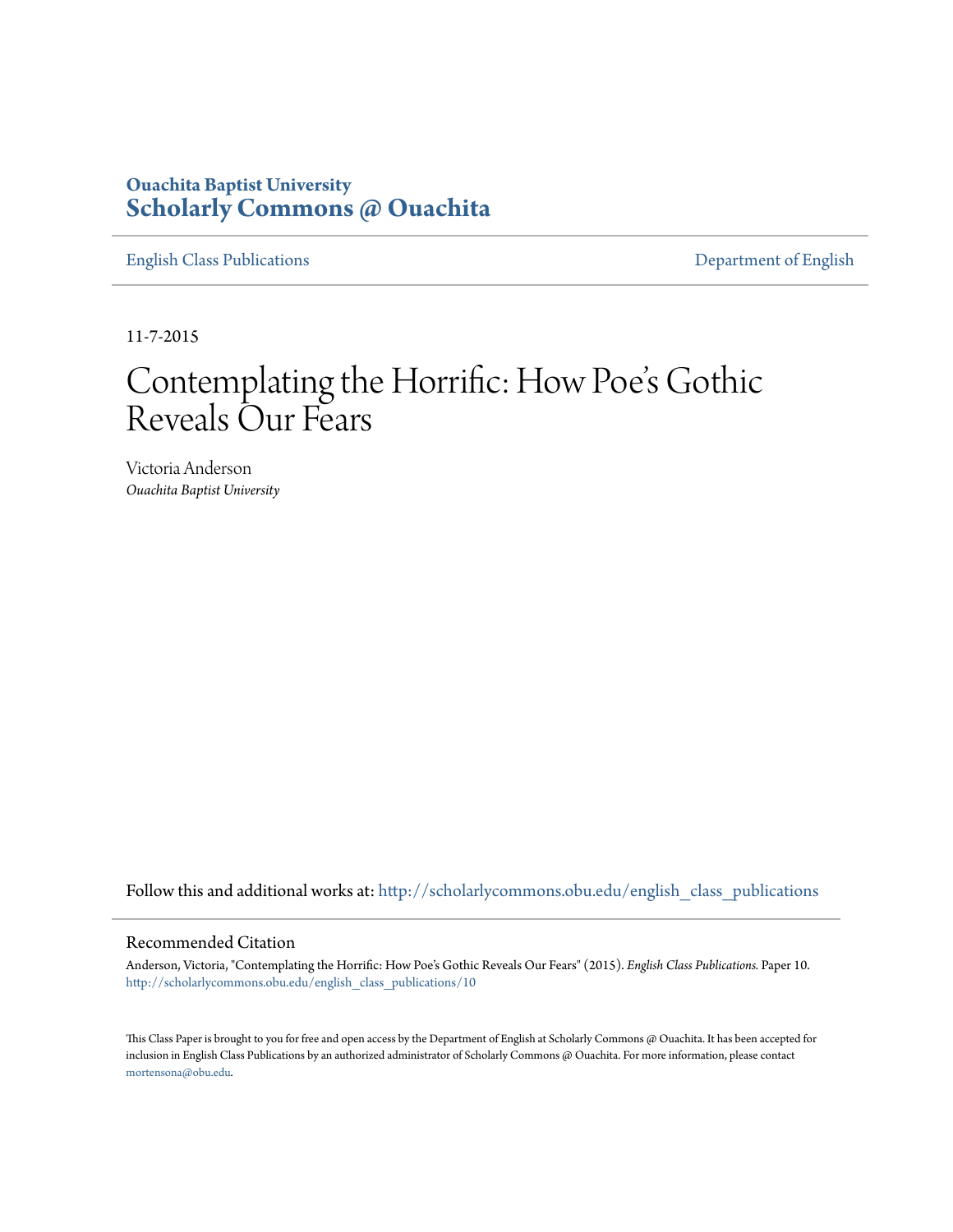**Ouachita Baptist University**
**Scholarly Commons @ Ouachita**

English Class Publications | Department of English

11-7-2015

# Contemplating the Horrific: How Poe's Gothic Reveals Our Fears

Victoria Anderson
*Ouachita Baptist University*

Follow this and additional works at: http://scholarlycommons.obu.edu/english_class_publications

## Recommended Citation

Anderson, Victoria, "Contemplating the Horrific: How Poe's Gothic Reveals Our Fears" (2015). *English Class Publications*. Paper 10. http://scholarlycommons.obu.edu/english_class_publications/10

This Class Paper is brought to you for free and open access by the Department of English at Scholarly Commons @ Ouachita. It has been accepted for inclusion in English Class Publications by an authorized administrator of Scholarly Commons @ Ouachita. For more information, please contact mortensona@obu.edu.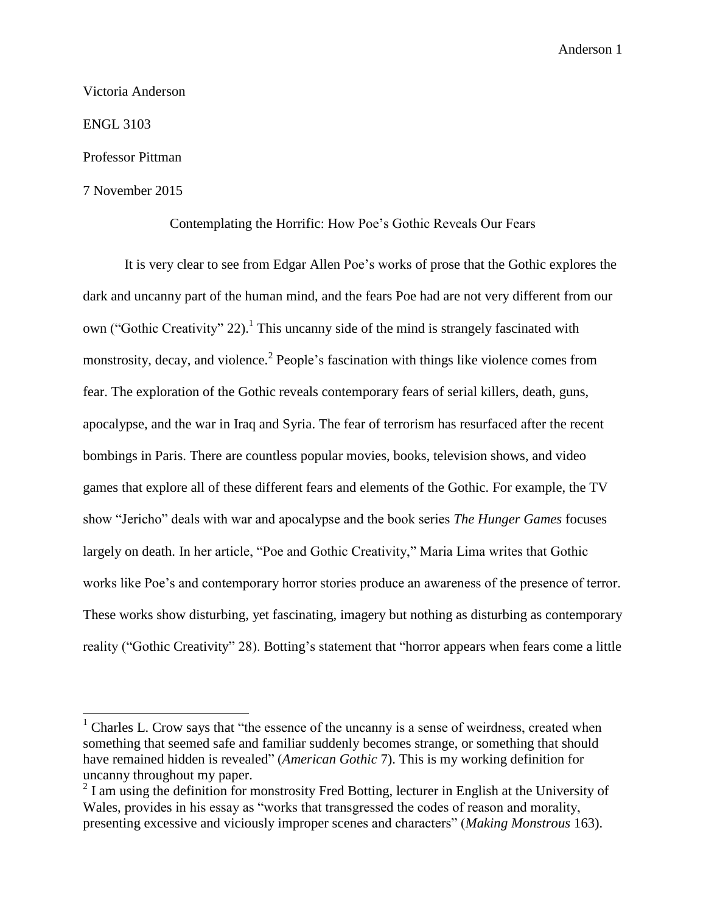Victoria Anderson

ENGL 3103

Professor Pittman

7 November 2015

Contemplating the Horrific: How Poe's Gothic Reveals Our Fears

It is very clear to see from Edgar Allen Poe's works of prose that the Gothic explores the dark and uncanny part of the human mind, and the fears Poe had are not very different from our own ("Gothic Creativity" 22).[1] This uncanny side of the mind is strangely fascinated with monstrosity, decay, and violence.[2] People's fascination with things like violence comes from fear. The exploration of the Gothic reveals contemporary fears of serial killers, death, guns, apocalypse, and the war in Iraq and Syria. The fear of terrorism has resurfaced after the recent bombings in Paris. There are countless popular movies, books, television shows, and video games that explore all of these different fears and elements of the Gothic. For example, the TV show "Jericho" deals with war and apocalypse and the book series *The Hunger Games* focuses largely on death. In her article, "Poe and Gothic Creativity," Maria Lima writes that Gothic works like Poe's and contemporary horror stories produce an awareness of the presence of terror. These works show disturbing, yet fascinating, imagery but nothing as disturbing as contemporary reality ("Gothic Creativity" 28). Botting's statement that "horror appears when fears come a little

---

[1] Charles L. Crow says that "the essence of the uncanny is a sense of weirdness, created when something that seemed safe and familiar suddenly becomes strange, or something that should have remained hidden is revealed" (*American Gothic* 7). This is my working definition for uncanny throughout my paper.

[2] I am using the definition for monstrosity Fred Botting, lecturer in English at the University of Wales, provides in his essay as "works that transgressed the codes of reason and morality, presenting excessive and viciously improper scenes and characters" (*Making Monstrous* 163).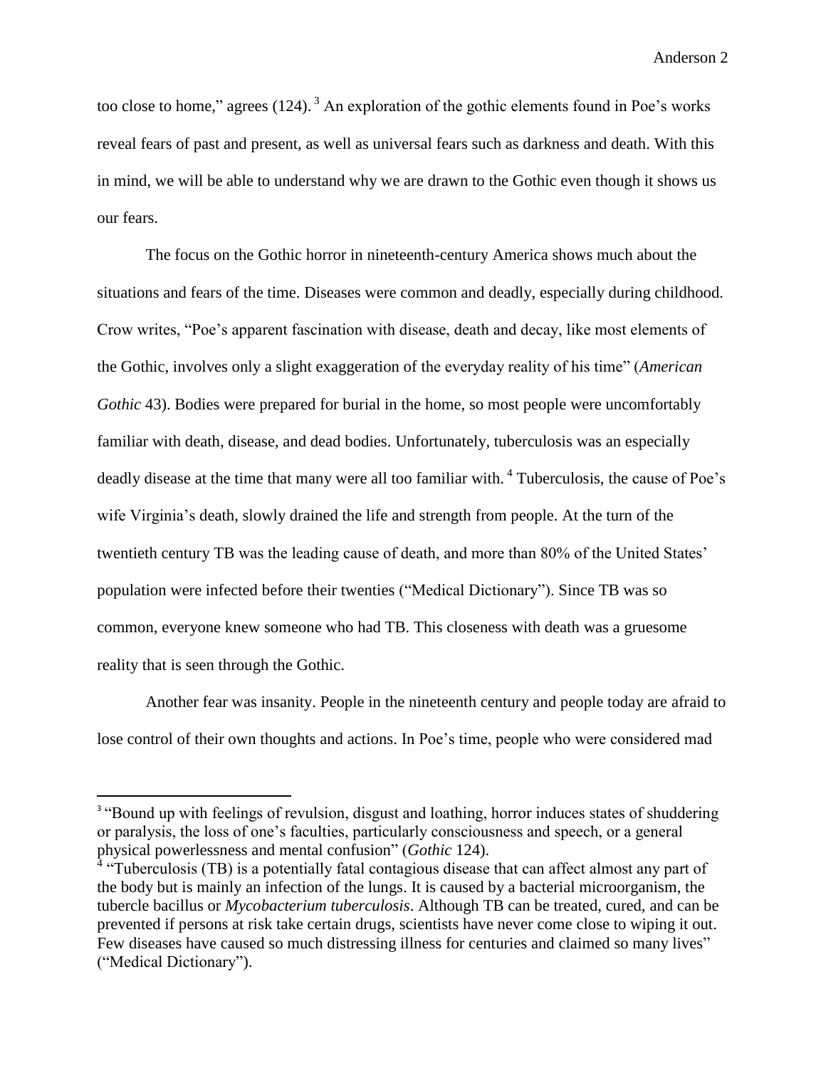too close to home," agrees (124).[3] An exploration of the gothic elements found in Poe's works reveal fears of past and present, as well as universal fears such as darkness and death. With this in mind, we will be able to understand why we are drawn to the Gothic even though it shows us our fears.

The focus on the Gothic horror in nineteenth-century America shows much about the situations and fears of the time. Diseases were common and deadly, especially during childhood. Crow writes, "Poe's apparent fascination with disease, death and decay, like most elements of the Gothic, involves only a slight exaggeration of the everyday reality of his time" (*American Gothic* 43). Bodies were prepared for burial in the home, so most people were uncomfortably familiar with death, disease, and dead bodies. Unfortunately, tuberculosis was an especially deadly disease at the time that many were all too familiar with.[4] Tuberculosis, the cause of Poe's wife Virginia's death, slowly drained the life and strength from people. At the turn of the twentieth century TB was the leading cause of death, and more than 80% of the United States' population were infected before their twenties ("Medical Dictionary"). Since TB was so common, everyone knew someone who had TB. This closeness with death was a gruesome reality that is seen through the Gothic.

Another fear was insanity. People in the nineteenth century and people today are afraid to lose control of their own thoughts and actions. In Poe's time, people who were considered mad

---

[3] "Bound up with feelings of revulsion, disgust and loathing, horror induces states of shuddering or paralysis, the loss of one's faculties, particularly consciousness and speech, or a general physical powerlessness and mental confusion" (*Gothic* 124).

[4] "Tuberculosis (TB) is a potentially fatal contagious disease that can affect almost any part of the body but is mainly an infection of the lungs. It is caused by a bacterial microorganism, the tubercle bacillus or *Mycobacterium tuberculosis*. Although TB can be treated, cured, and can be prevented if persons at risk take certain drugs, scientists have never come close to wiping it out. Few diseases have caused so much distressing illness for centuries and claimed so many lives" ("Medical Dictionary").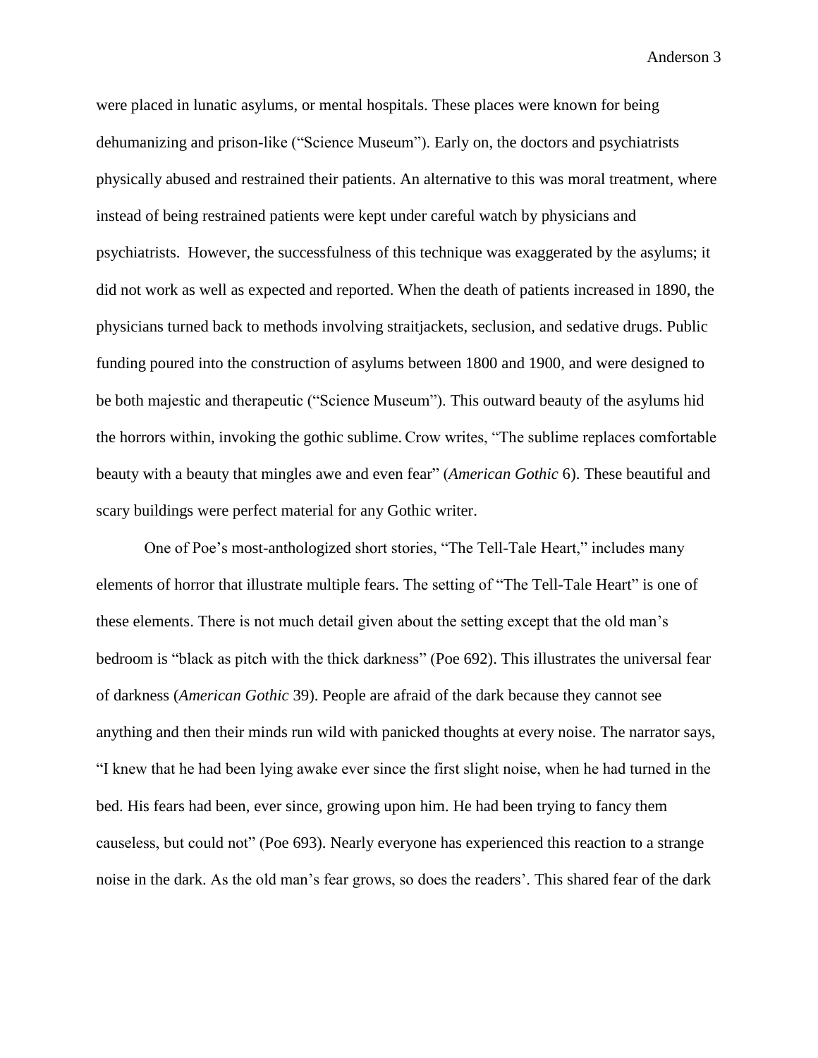were placed in lunatic asylums, or mental hospitals. These places were known for being dehumanizing and prison-like ("Science Museum"). Early on, the doctors and psychiatrists physically abused and restrained their patients. An alternative to this was moral treatment, where instead of being restrained patients were kept under careful watch by physicians and psychiatrists. However, the successfulness of this technique was exaggerated by the asylums; it did not work as well as expected and reported. When the death of patients increased in 1890, the physicians turned back to methods involving straitjackets, seclusion, and sedative drugs. Public funding poured into the construction of asylums between 1800 and 1900, and were designed to be both majestic and therapeutic ("Science Museum"). This outward beauty of the asylums hid the horrors within, invoking the gothic sublime. Crow writes, "The sublime replaces comfortable beauty with a beauty that mingles awe and even fear" (*American Gothic* 6). These beautiful and scary buildings were perfect material for any Gothic writer.

One of Poe's most-anthologized short stories, "The Tell-Tale Heart," includes many elements of horror that illustrate multiple fears. The setting of "The Tell-Tale Heart" is one of these elements. There is not much detail given about the setting except that the old man's bedroom is "black as pitch with the thick darkness" (Poe 692). This illustrates the universal fear of darkness (*American Gothic* 39). People are afraid of the dark because they cannot see anything and then their minds run wild with panicked thoughts at every noise. The narrator says, "I knew that he had been lying awake ever since the first slight noise, when he had turned in the bed. His fears had been, ever since, growing upon him. He had been trying to fancy them causeless, but could not" (Poe 693). Nearly everyone has experienced this reaction to a strange noise in the dark. As the old man's fear grows, so does the readers'. This shared fear of the dark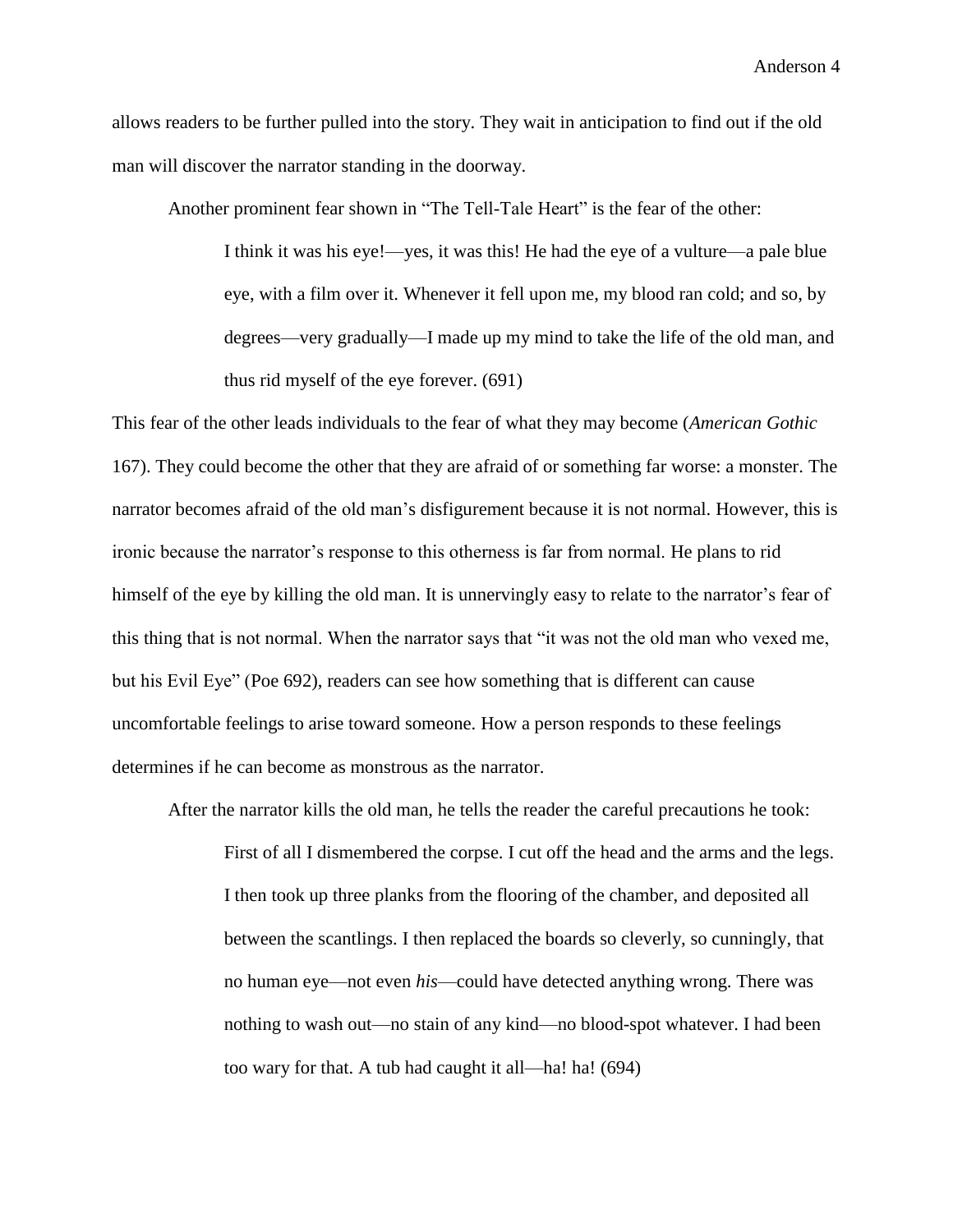allows readers to be further pulled into the story. They wait in anticipation to find out if the old man will discover the narrator standing in the doorway.

Another prominent fear shown in "The Tell-Tale Heart" is the fear of the other:

> I think it was his eye!—yes, it was this! He had the eye of a vulture—a pale blue eye, with a film over it. Whenever it fell upon me, my blood ran cold; and so, by degrees—very gradually—I made up my mind to take the life of the old man, and thus rid myself of the eye forever. (691)

This fear of the other leads individuals to the fear of what they may become (*American Gothic* 167). They could become the other that they are afraid of or something far worse: a monster. The narrator becomes afraid of the old man's disfigurement because it is not normal. However, this is ironic because the narrator's response to this otherness is far from normal. He plans to rid himself of the eye by killing the old man. It is unnervingly easy to relate to the narrator's fear of this thing that is not normal. When the narrator says that "it was not the old man who vexed me, but his Evil Eye" (Poe 692), readers can see how something that is different can cause uncomfortable feelings to arise toward someone. How a person responds to these feelings determines if he can become as monstrous as the narrator.

After the narrator kills the old man, he tells the reader the careful precautions he took:

> First of all I dismembered the corpse. I cut off the head and the arms and the legs. I then took up three planks from the flooring of the chamber, and deposited all between the scantlings. I then replaced the boards so cleverly, so cunningly, that no human eye—not even *his*—could have detected anything wrong. There was nothing to wash out—no stain of any kind—no blood-spot whatever. I had been too wary for that. A tub had caught it all—ha! ha! (694)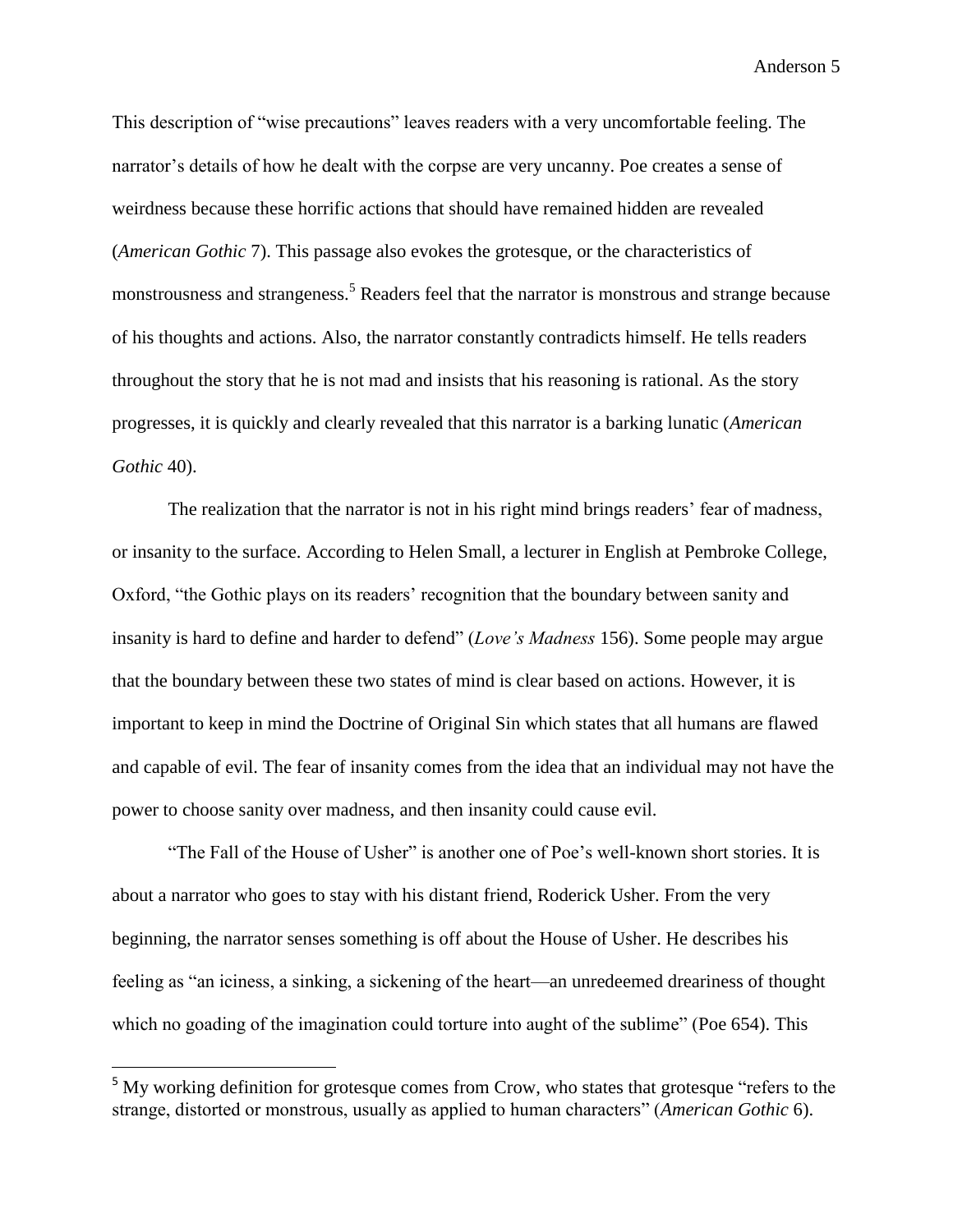This description of "wise precautions" leaves readers with a very uncomfortable feeling. The narrator's details of how he dealt with the corpse are very uncanny. Poe creates a sense of weirdness because these horrific actions that should have remained hidden are revealed (*American Gothic* 7). This passage also evokes the grotesque, or the characteristics of monstrousness and strangeness.[5] Readers feel that the narrator is monstrous and strange because of his thoughts and actions. Also, the narrator constantly contradicts himself. He tells readers throughout the story that he is not mad and insists that his reasoning is rational. As the story progresses, it is quickly and clearly revealed that this narrator is a barking lunatic (*American Gothic* 40).

The realization that the narrator is not in his right mind brings readers' fear of madness, or insanity to the surface. According to Helen Small, a lecturer in English at Pembroke College, Oxford, "the Gothic plays on its readers' recognition that the boundary between sanity and insanity is hard to define and harder to defend" (*Love's Madness* 156). Some people may argue that the boundary between these two states of mind is clear based on actions. However, it is important to keep in mind the Doctrine of Original Sin which states that all humans are flawed and capable of evil. The fear of insanity comes from the idea that an individual may not have the power to choose sanity over madness, and then insanity could cause evil.

"The Fall of the House of Usher" is another one of Poe's well-known short stories. It is about a narrator who goes to stay with his distant friend, Roderick Usher. From the very beginning, the narrator senses something is off about the House of Usher. He describes his feeling as "an iciness, a sinking, a sickening of the heart—an unredeemed dreariness of thought which no goading of the imagination could torture into aught of the sublime" (Poe 654). This

---

[5] My working definition for grotesque comes from Crow, who states that grotesque "refers to the strange, distorted or monstrous, usually as applied to human characters" (*American Gothic* 6).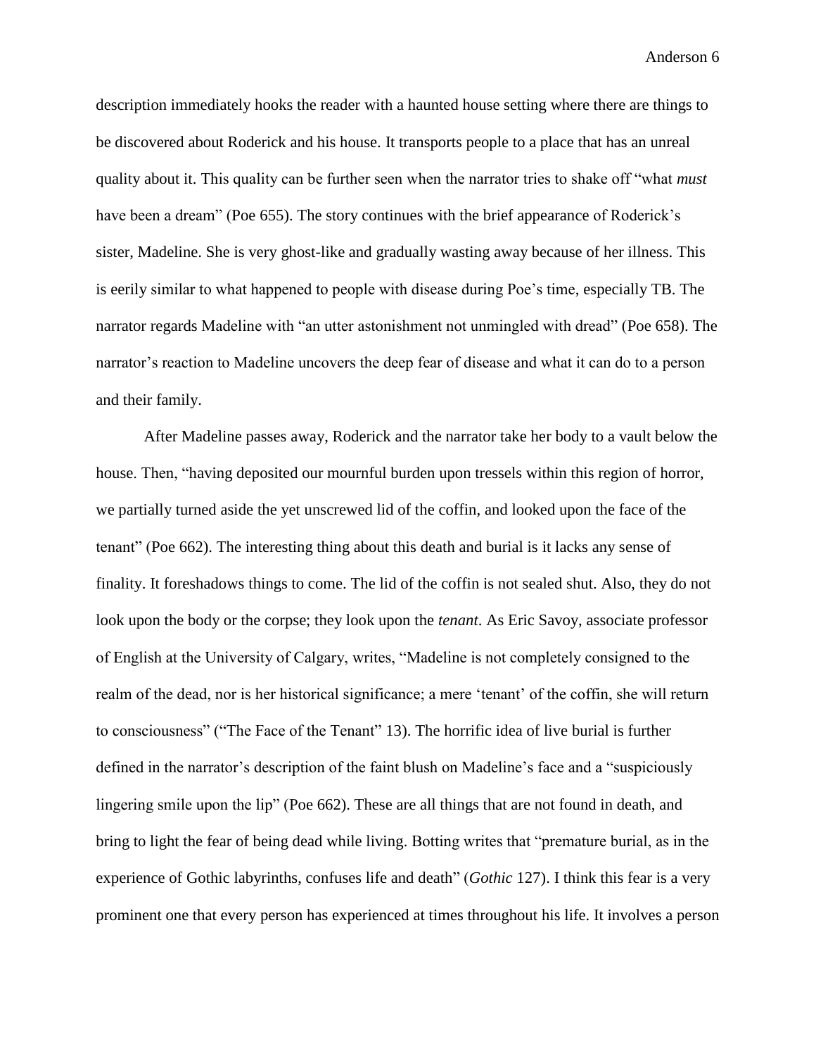description immediately hooks the reader with a haunted house setting where there are things to be discovered about Roderick and his house. It transports people to a place that has an unreal quality about it. This quality can be further seen when the narrator tries to shake off "what *must* have been a dream" (Poe 655). The story continues with the brief appearance of Roderick's sister, Madeline. She is very ghost-like and gradually wasting away because of her illness. This is eerily similar to what happened to people with disease during Poe's time, especially TB. The narrator regards Madeline with "an utter astonishment not unmingled with dread" (Poe 658). The narrator's reaction to Madeline uncovers the deep fear of disease and what it can do to a person and their family.

After Madeline passes away, Roderick and the narrator take her body to a vault below the house. Then, "having deposited our mournful burden upon tressels within this region of horror, we partially turned aside the yet unscrewed lid of the coffin, and looked upon the face of the tenant" (Poe 662). The interesting thing about this death and burial is it lacks any sense of finality. It foreshadows things to come. The lid of the coffin is not sealed shut. Also, they do not look upon the body or the corpse; they look upon the *tenant*. As Eric Savoy, associate professor of English at the University of Calgary, writes, "Madeline is not completely consigned to the realm of the dead, nor is her historical significance; a mere 'tenant' of the coffin, she will return to consciousness" ("The Face of the Tenant" 13). The horrific idea of live burial is further defined in the narrator's description of the faint blush on Madeline's face and a "suspiciously lingering smile upon the lip" (Poe 662). These are all things that are not found in death, and bring to light the fear of being dead while living. Botting writes that "premature burial, as in the experience of Gothic labyrinths, confuses life and death" (*Gothic* 127). I think this fear is a very prominent one that every person has experienced at times throughout his life. It involves a person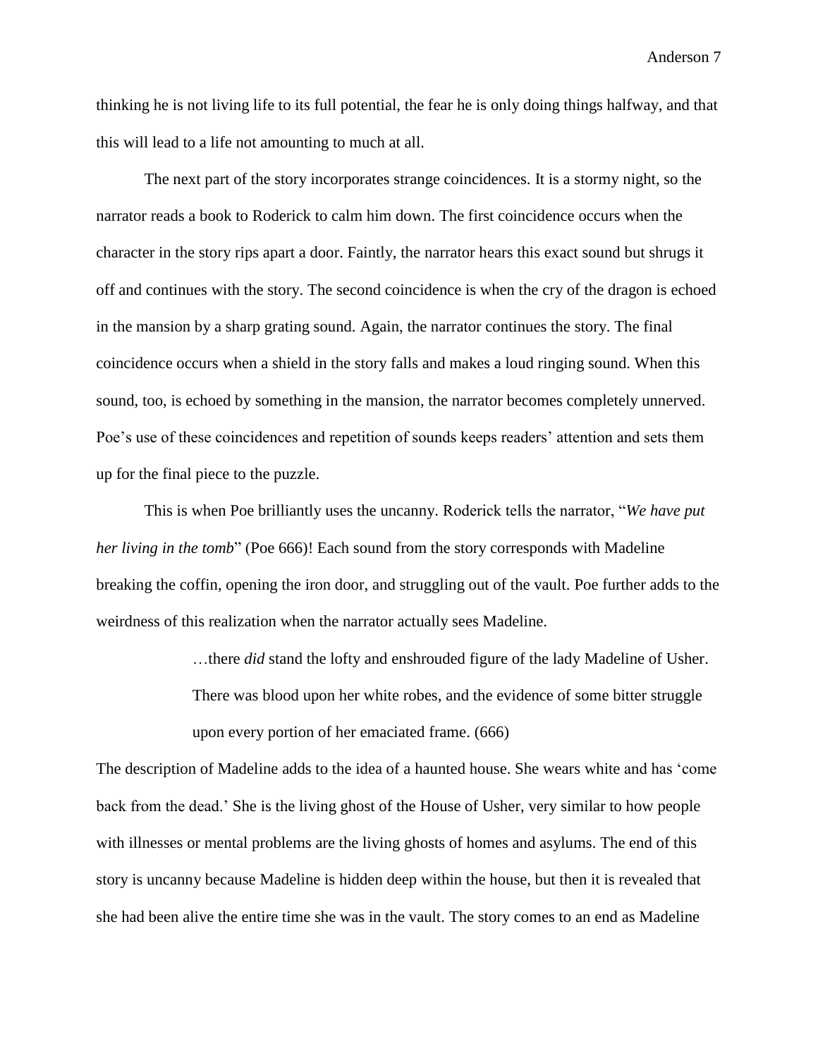thinking he is not living life to its full potential, the fear he is only doing things halfway, and that this will lead to a life not amounting to much at all.

The next part of the story incorporates strange coincidences. It is a stormy night, so the narrator reads a book to Roderick to calm him down. The first coincidence occurs when the character in the story rips apart a door. Faintly, the narrator hears this exact sound but shrugs it off and continues with the story. The second coincidence is when the cry of the dragon is echoed in the mansion by a sharp grating sound. Again, the narrator continues the story. The final coincidence occurs when a shield in the story falls and makes a loud ringing sound. When this sound, too, is echoed by something in the mansion, the narrator becomes completely unnerved. Poe's use of these coincidences and repetition of sounds keeps readers' attention and sets them up for the final piece to the puzzle.

This is when Poe brilliantly uses the uncanny. Roderick tells the narrator, "*We have put her living in the tomb*" (Poe 666)! Each sound from the story corresponds with Madeline breaking the coffin, opening the iron door, and struggling out of the vault. Poe further adds to the weirdness of this realization when the narrator actually sees Madeline.

> …there *did* stand the lofty and enshrouded figure of the lady Madeline of Usher. There was blood upon her white robes, and the evidence of some bitter struggle upon every portion of her emaciated frame. (666)

The description of Madeline adds to the idea of a haunted house. She wears white and has 'come back from the dead.' She is the living ghost of the House of Usher, very similar to how people with illnesses or mental problems are the living ghosts of homes and asylums. The end of this story is uncanny because Madeline is hidden deep within the house, but then it is revealed that she had been alive the entire time she was in the vault. The story comes to an end as Madeline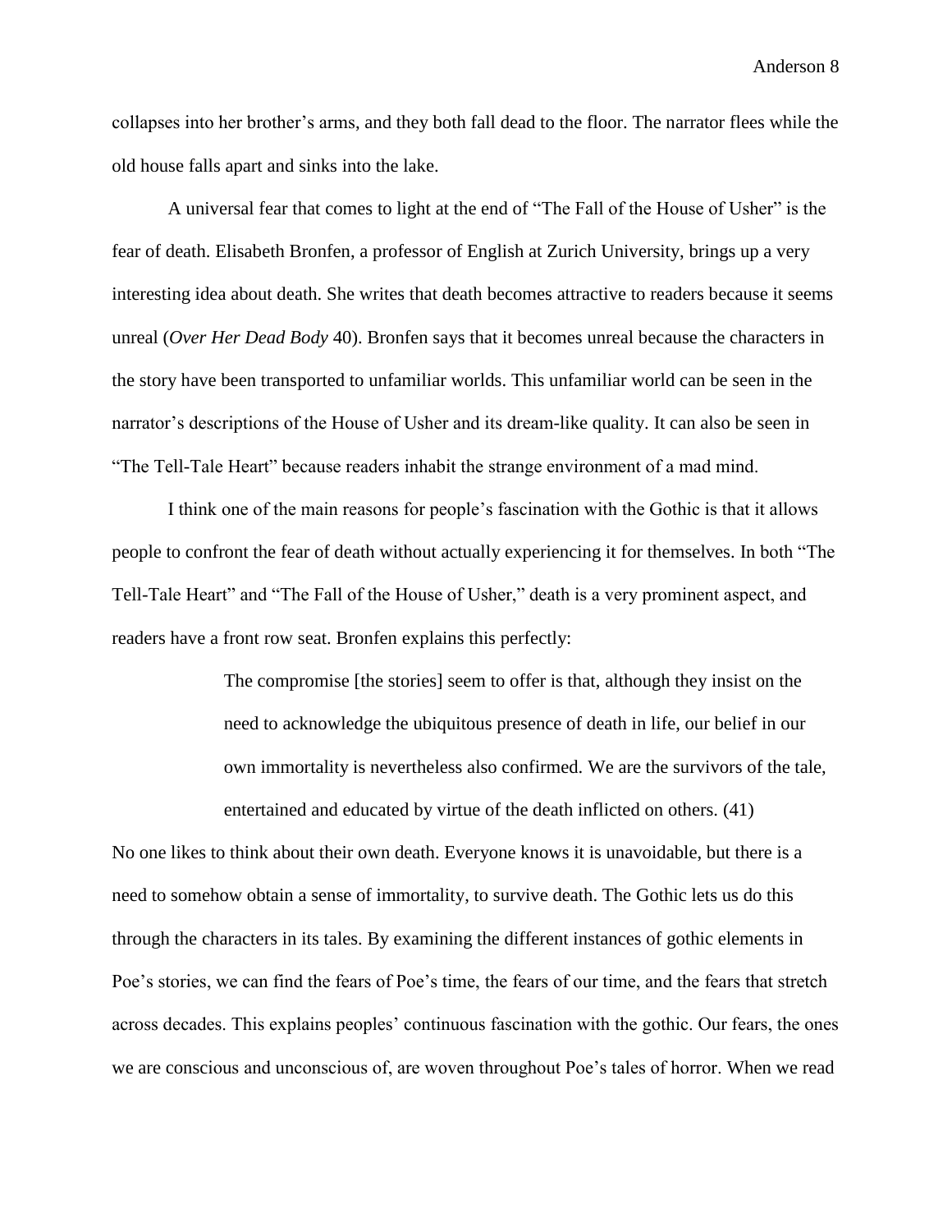collapses into her brother's arms, and they both fall dead to the floor. The narrator flees while the old house falls apart and sinks into the lake.

A universal fear that comes to light at the end of "The Fall of the House of Usher" is the fear of death. Elisabeth Bronfen, a professor of English at Zurich University, brings up a very interesting idea about death. She writes that death becomes attractive to readers because it seems unreal (*Over Her Dead Body* 40). Bronfen says that it becomes unreal because the characters in the story have been transported to unfamiliar worlds. This unfamiliar world can be seen in the narrator's descriptions of the House of Usher and its dream-like quality. It can also be seen in "The Tell-Tale Heart" because readers inhabit the strange environment of a mad mind.

I think one of the main reasons for people's fascination with the Gothic is that it allows people to confront the fear of death without actually experiencing it for themselves. In both "The Tell-Tale Heart" and "The Fall of the House of Usher," death is a very prominent aspect, and readers have a front row seat. Bronfen explains this perfectly:

> The compromise [the stories] seem to offer is that, although they insist on the need to acknowledge the ubiquitous presence of death in life, our belief in our own immortality is nevertheless also confirmed. We are the survivors of the tale, entertained and educated by virtue of the death inflicted on others. (41)

No one likes to think about their own death. Everyone knows it is unavoidable, but there is a need to somehow obtain a sense of immortality, to survive death. The Gothic lets us do this through the characters in its tales. By examining the different instances of gothic elements in Poe's stories, we can find the fears of Poe's time, the fears of our time, and the fears that stretch across decades. This explains peoples' continuous fascination with the gothic. Our fears, the ones we are conscious and unconscious of, are woven throughout Poe's tales of horror. When we read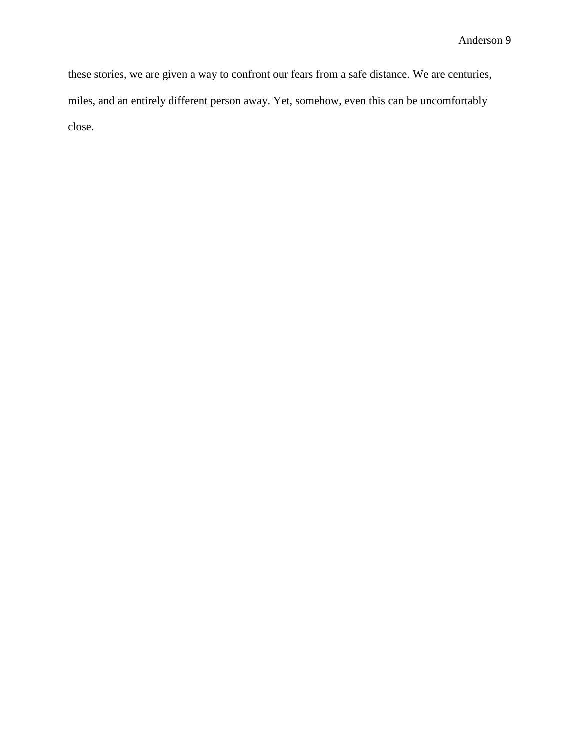these stories, we are given a way to confront our fears from a safe distance. We are centuries, miles, and an entirely different person away. Yet, somehow, even this can be uncomfortably close.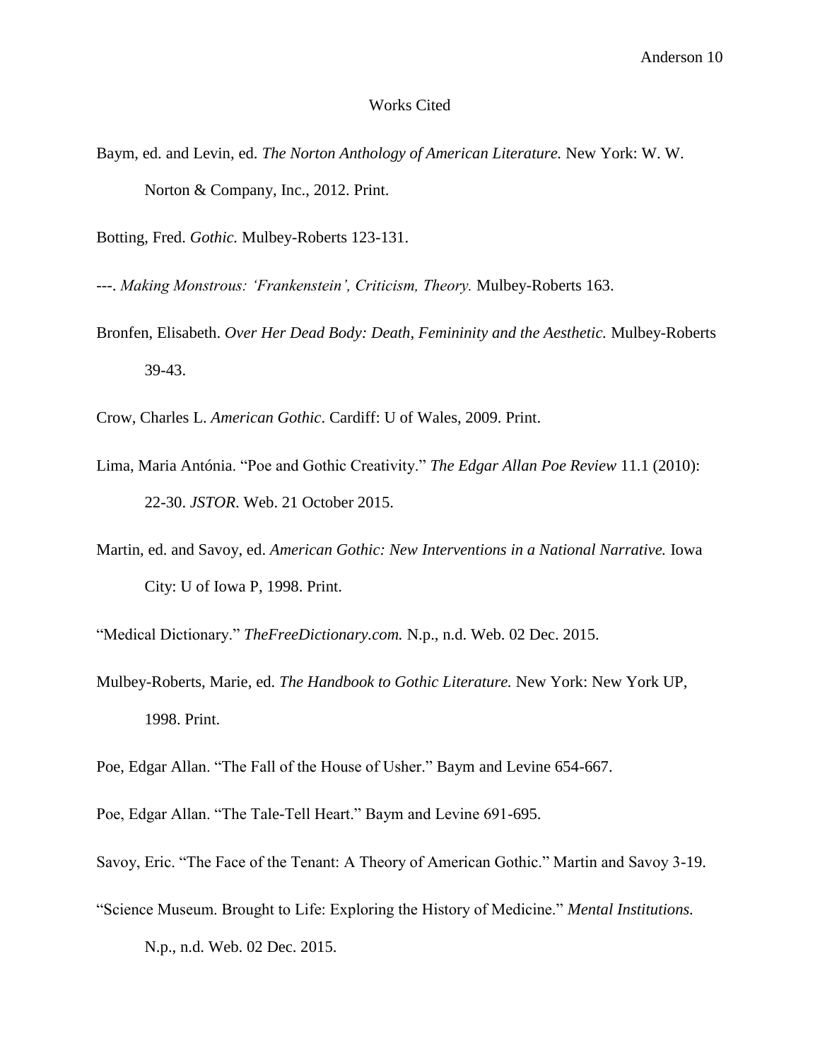# Works Cited

Baym, ed. and Levin, ed. *The Norton Anthology of American Literature.* New York: W. W. Norton & Company, Inc., 2012. Print.

Botting, Fred. *Gothic.* Mulbey-Roberts 123-131.

---. *Making Monstrous: 'Frankenstein', Criticism, Theory.* Mulbey-Roberts 163.

Bronfen, Elisabeth. *Over Her Dead Body: Death, Femininity and the Aesthetic.* Mulbey-Roberts 39-43.

Crow, Charles L. *American Gothic*. Cardiff: U of Wales, 2009. Print.

Lima, Maria Antónia. "Poe and Gothic Creativity." *The Edgar Allan Poe Review* 11.1 (2010): 22-30. *JSTOR*. Web. 21 October 2015.

Martin, ed. and Savoy, ed. *American Gothic: New Interventions in a National Narrative.* Iowa City: U of Iowa P, 1998. Print.

"Medical Dictionary." *TheFreeDictionary.com.* N.p., n.d. Web. 02 Dec. 2015.

Mulbey-Roberts, Marie, ed. *The Handbook to Gothic Literature.* New York: New York UP, 1998. Print.

Poe, Edgar Allan. "The Fall of the House of Usher." Baym and Levine 654-667.

Poe, Edgar Allan. "The Tale-Tell Heart." Baym and Levine 691-695.

Savoy, Eric. "The Face of the Tenant: A Theory of American Gothic." Martin and Savoy 3-19.

"Science Museum. Brought to Life: Exploring the History of Medicine." *Mental Institutions.* N.p., n.d. Web. 02 Dec. 2015.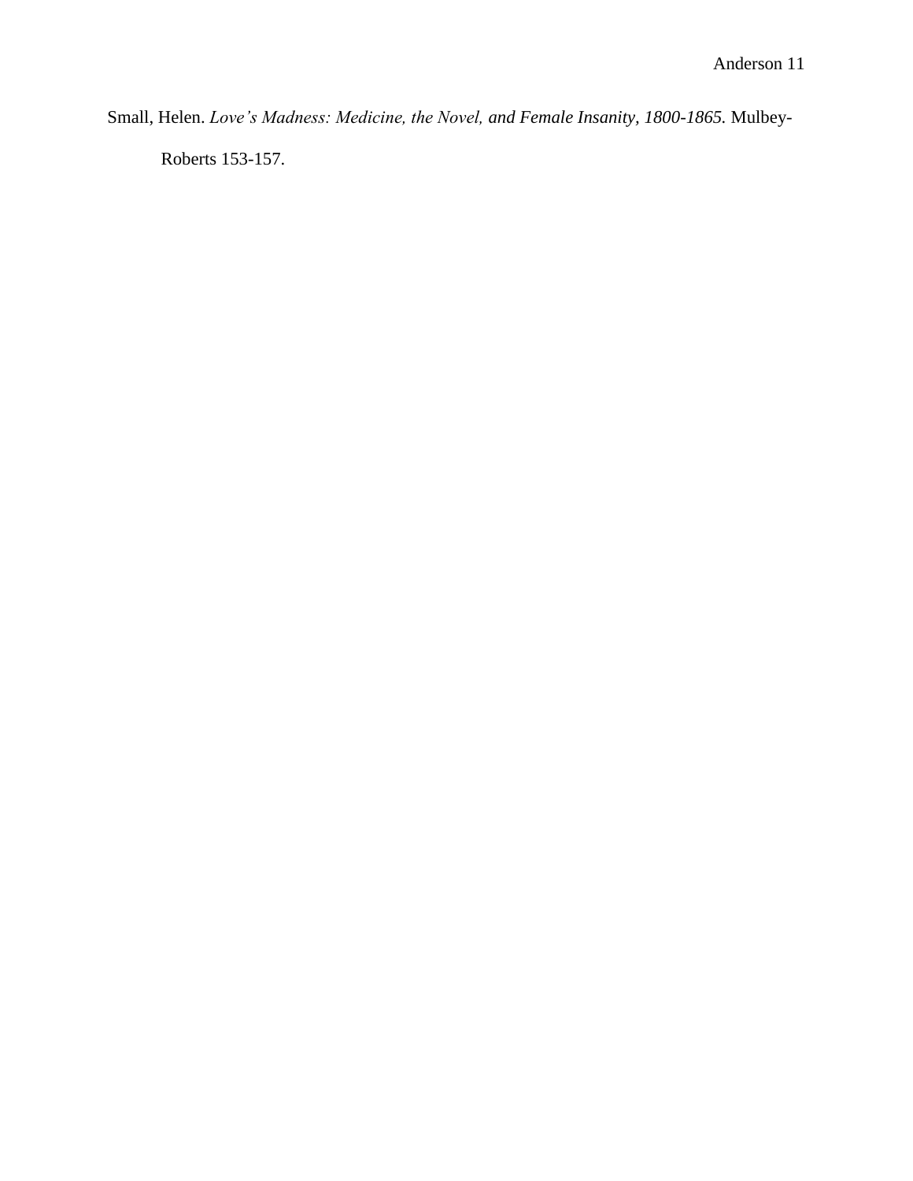Small, Helen. *Love's Madness: Medicine, the Novel, and Female Insanity, 1800-1865.* Mulbey-Roberts 153-157.